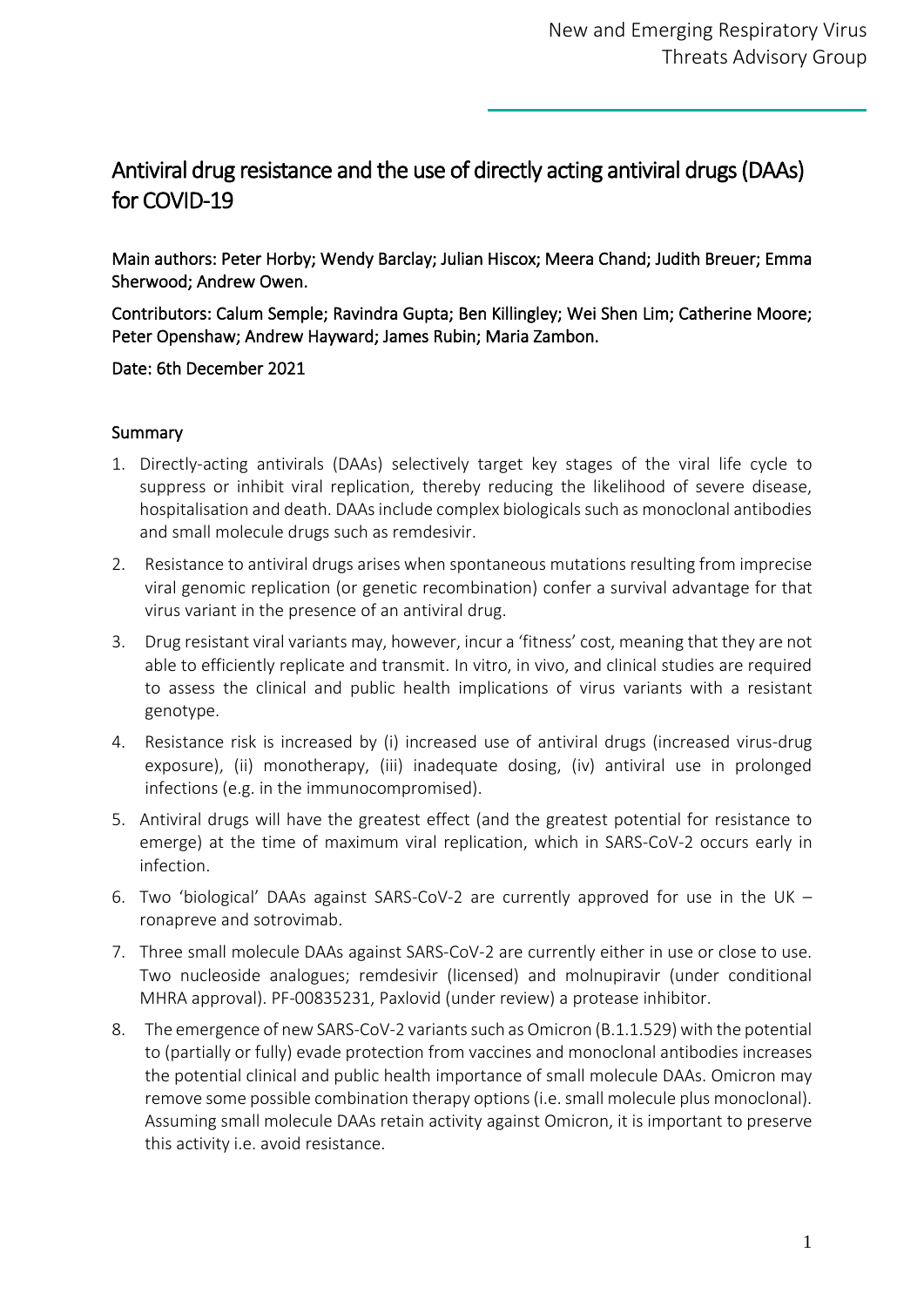New and Emerging Respiratory Virus Threats Advisory Group

# Antiviral drug resistance and the use of directly acting antiviral drugs (DAAs) for COVID-19

Main authors: Peter Horby; Wendy Barclay; Julian Hiscox; Meera Chand; Judith Breuer; Emma Sherwood; Andrew Owen.

Contributors: Calum Semple; Ravindra Gupta; Ben Killingley; Wei Shen Lim; Catherine Moore; Peter Openshaw; Andrew Hayward; James Rubin; Maria Zambon.

Date: 6th December 2021

## Summary

1. Directly-acting antivirals (DAAs) selectively target key stages of the viral life cycle to suppress or inhibit viral replication, thereby reducing the likelihood of severe disease, hospitalisation and death. DAAs include complex biologicals such as monoclonal antibodies and small molecule drugs such as remdesivir.
2. Resistance to antiviral drugs arises when spontaneous mutations resulting from imprecise viral genomic replication (or genetic recombination) confer a survival advantage for that virus variant in the presence of an antiviral drug.
3. Drug resistant viral variants may, however, incur a 'fitness' cost, meaning that they are not able to efficiently replicate and transmit. In vitro, in vivo, and clinical studies are required to assess the clinical and public health implications of virus variants with a resistant genotype.
4. Resistance risk is increased by (i) increased use of antiviral drugs (increased virus-drug exposure), (ii) monotherapy, (iii) inadequate dosing, (iv) antiviral use in prolonged infections (e.g. in the immunocompromised).
5. Antiviral drugs will have the greatest effect (and the greatest potential for resistance to emerge) at the time of maximum viral replication, which in SARS-CoV-2 occurs early in infection.
6. Two 'biological' DAAs against SARS-CoV-2 are currently approved for use in the UK – ronapreve and sotrovimab.
7. Three small molecule DAAs against SARS-CoV-2 are currently either in use or close to use. Two nucleoside analogues; remdesivir (licensed) and molnupiravir (under conditional MHRA approval). PF-00835231, Paxlovid (under review) a protease inhibitor.
8. The emergence of new SARS-CoV-2 variants such as Omicron (B.1.1.529) with the potential to (partially or fully) evade protection from vaccines and monoclonal antibodies increases the potential clinical and public health importance of small molecule DAAs. Omicron may remove some possible combination therapy options (i.e. small molecule plus monoclonal). Assuming small molecule DAAs retain activity against Omicron, it is important to preserve this activity i.e. avoid resistance.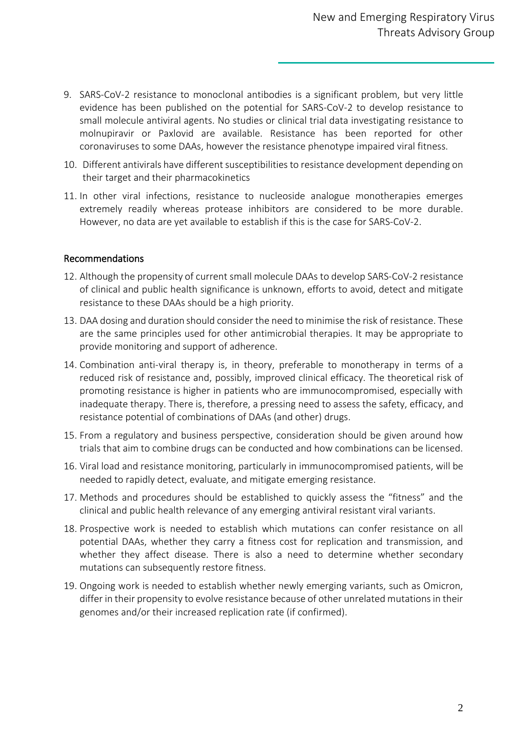9. SARS-CoV-2 resistance to monoclonal antibodies is a significant problem, but very little evidence has been published on the potential for SARS-CoV-2 to develop resistance to small molecule antiviral agents. No studies or clinical trial data investigating resistance to molnupiravir or Paxlovid are available. Resistance has been reported for other coronaviruses to some DAAs, however the resistance phenotype impaired viral fitness.
10. Different antivirals have different susceptibilities to resistance development depending on their target and their pharmacokinetics
11. In other viral infections, resistance to nucleoside analogue monotherapies emerges extremely readily whereas protease inhibitors are considered to be more durable. However, no data are yet available to establish if this is the case for SARS-CoV-2.

## Recommendations

12. Although the propensity of current small molecule DAAs to develop SARS-CoV-2 resistance of clinical and public health significance is unknown, efforts to avoid, detect and mitigate resistance to these DAAs should be a high priority.
13. DAA dosing and duration should consider the need to minimise the risk of resistance. These are the same principles used for other antimicrobial therapies. It may be appropriate to provide monitoring and support of adherence.
14. Combination anti-viral therapy is, in theory, preferable to monotherapy in terms of a reduced risk of resistance and, possibly, improved clinical efficacy. The theoretical risk of promoting resistance is higher in patients who are immunocompromised, especially with inadequate therapy. There is, therefore, a pressing need to assess the safety, efficacy, and resistance potential of combinations of DAAs (and other) drugs.
15. From a regulatory and business perspective, consideration should be given around how trials that aim to combine drugs can be conducted and how combinations can be licensed.
16. Viral load and resistance monitoring, particularly in immunocompromised patients, will be needed to rapidly detect, evaluate, and mitigate emerging resistance.
17. Methods and procedures should be established to quickly assess the "fitness" and the clinical and public health relevance of any emerging antiviral resistant viral variants.
18. Prospective work is needed to establish which mutations can confer resistance on all potential DAAs, whether they carry a fitness cost for replication and transmission, and whether they affect disease. There is also a need to determine whether secondary mutations can subsequently restore fitness.
19. Ongoing work is needed to establish whether newly emerging variants, such as Omicron, differ in their propensity to evolve resistance because of other unrelated mutations in their genomes and/or their increased replication rate (if confirmed).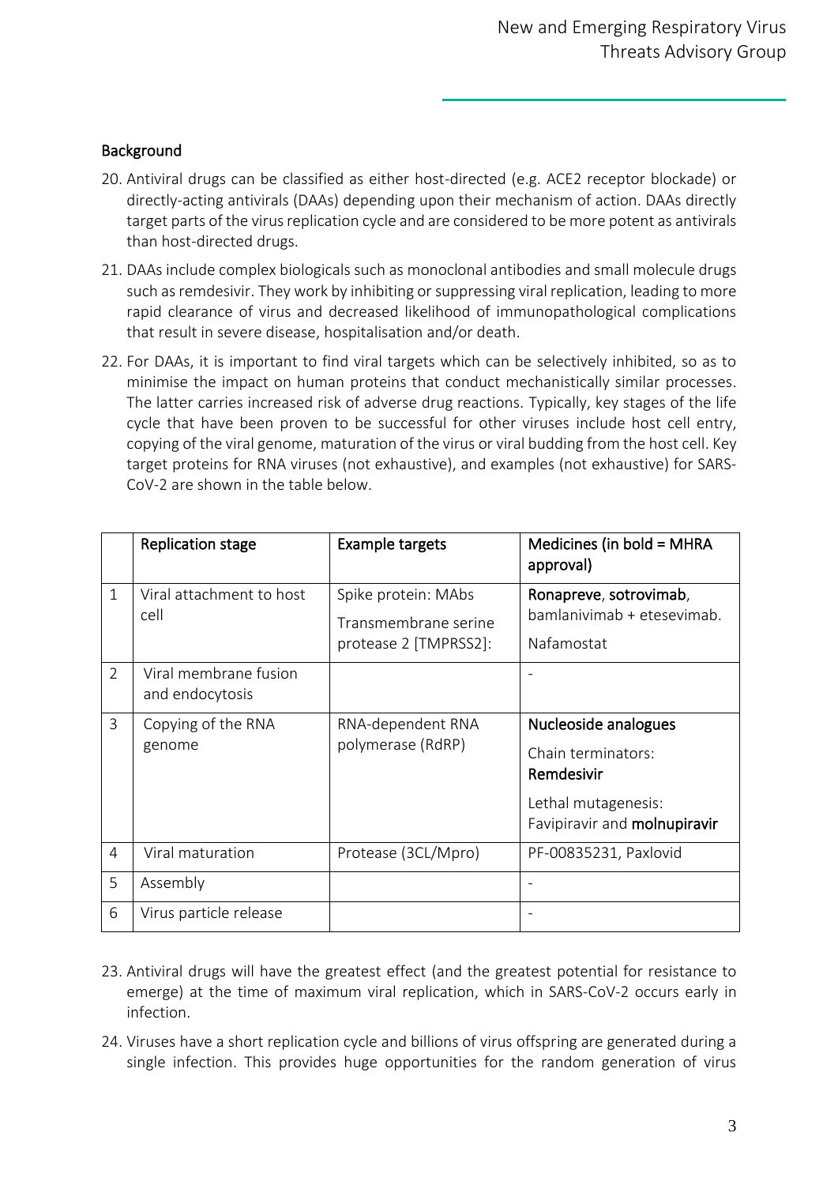## Background

20. Antiviral drugs can be classified as either host-directed (e.g. ACE2 receptor blockade) or directly-acting antivirals (DAAs) depending upon their mechanism of action. DAAs directly target parts of the virus replication cycle and are considered to be more potent as antivirals than host-directed drugs.

21. DAAs include complex biologicals such as monoclonal antibodies and small molecule drugs such as remdesivir. They work by inhibiting or suppressing viral replication, leading to more rapid clearance of virus and decreased likelihood of immunopathological complications that result in severe disease, hospitalisation and/or death.

22. For DAAs, it is important to find viral targets which can be selectively inhibited, so as to minimise the impact on human proteins that conduct mechanistically similar processes. The latter carries increased risk of adverse drug reactions. Typically, key stages of the life cycle that have been proven to be successful for other viruses include host cell entry, copying of the viral genome, maturation of the virus or viral budding from the host cell. Key target proteins for RNA viruses (not exhaustive), and examples (not exhaustive) for SARS-CoV-2 are shown in the table below.

| | Replication stage | Example targets | Medicines (in bold = MHRA approval) |
|---|---|---|---|
| 1 | Viral attachment to host cell | Spike protein: MAbs<br>Transmembrane serine protease 2 [TMPRSS2]: | **Ronapreve**, **sotrovimab**, bamlanivimab + etesevimab.<br>Nafamostat |
| 2 | Viral membrane fusion and endocytosis | | - |
| 3 | Copying of the RNA genome | RNA-dependent RNA polymerase (RdRP) | **Nucleoside analogues**<br>Chain terminators: **Remdesivir**<br>Lethal mutagenesis: Favipiravir and **molnupiravir** |
| 4 | Viral maturation | Protease (3CL/Mpro) | PF-00835231, Paxlovid |
| 5 | Assembly | | - |
| 6 | Virus particle release | | - |

23. Antiviral drugs will have the greatest effect (and the greatest potential for resistance to emerge) at the time of maximum viral replication, which in SARS-CoV-2 occurs early in infection.

24. Viruses have a short replication cycle and billions of virus offspring are generated during a single infection. This provides huge opportunities for the random generation of virus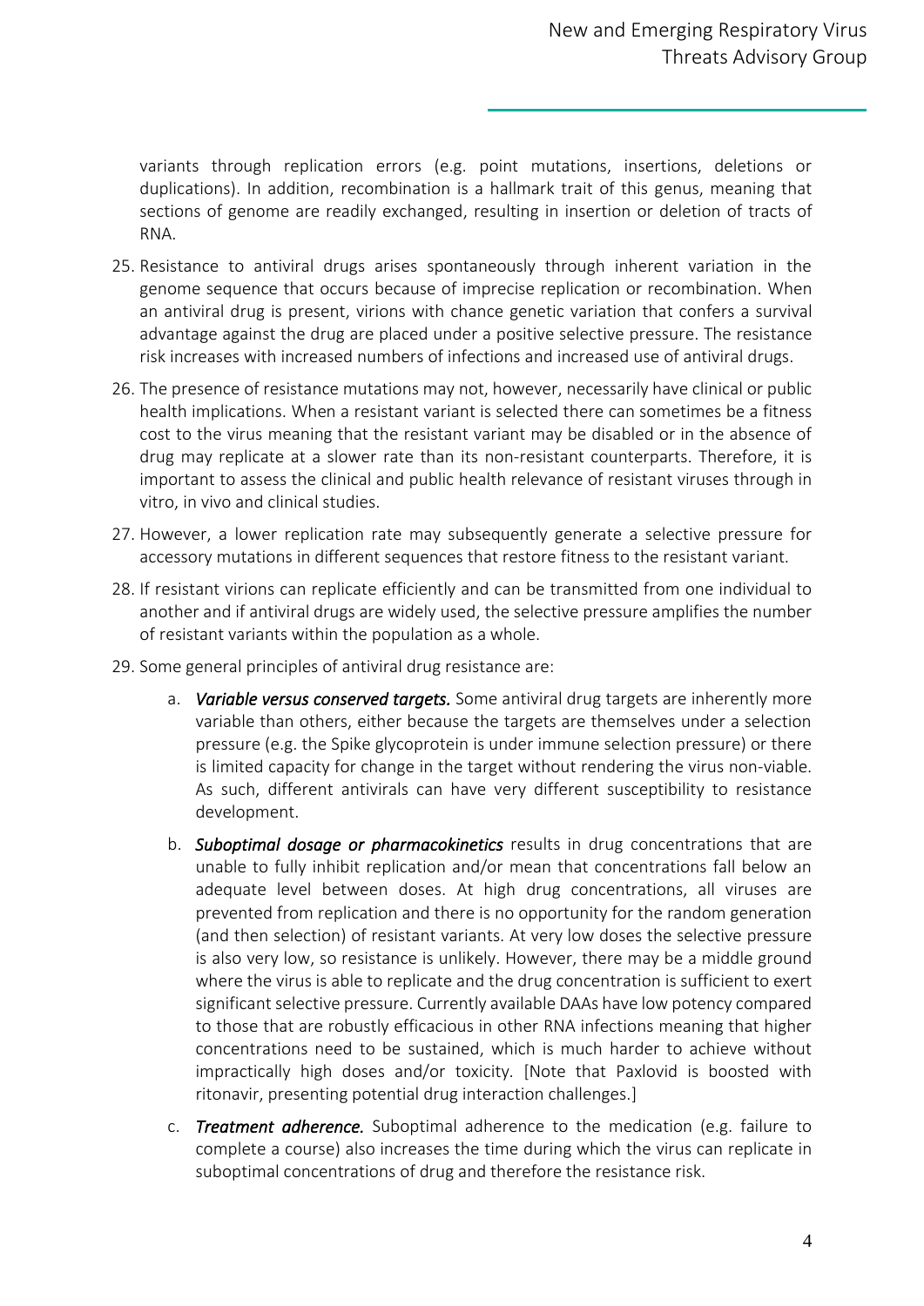variants through replication errors (e.g. point mutations, insertions, deletions or duplications). In addition, recombination is a hallmark trait of this genus, meaning that sections of genome are readily exchanged, resulting in insertion or deletion of tracts of RNA.

25. Resistance to antiviral drugs arises spontaneously through inherent variation in the genome sequence that occurs because of imprecise replication or recombination. When an antiviral drug is present, virions with chance genetic variation that confers a survival advantage against the drug are placed under a positive selective pressure. The resistance risk increases with increased numbers of infections and increased use of antiviral drugs.

26. The presence of resistance mutations may not, however, necessarily have clinical or public health implications. When a resistant variant is selected there can sometimes be a fitness cost to the virus meaning that the resistant variant may be disabled or in the absence of drug may replicate at a slower rate than its non-resistant counterparts. Therefore, it is important to assess the clinical and public health relevance of resistant viruses through in vitro, in vivo and clinical studies.

27. However, a lower replication rate may subsequently generate a selective pressure for accessory mutations in different sequences that restore fitness to the resistant variant.

28. If resistant virions can replicate efficiently and can be transmitted from one individual to another and if antiviral drugs are widely used, the selective pressure amplifies the number of resistant variants within the population as a whole.

29. Some general principles of antiviral drug resistance are:

    a. ***Variable versus conserved targets.*** Some antiviral drug targets are inherently more variable than others, either because the targets are themselves under a selection pressure (e.g. the Spike glycoprotein is under immune selection pressure) or there is limited capacity for change in the target without rendering the virus non-viable. As such, different antivirals can have very different susceptibility to resistance development.

    b. ***Suboptimal dosage or pharmacokinetics*** results in drug concentrations that are unable to fully inhibit replication and/or mean that concentrations fall below an adequate level between doses. At high drug concentrations, all viruses are prevented from replication and there is no opportunity for the random generation (and then selection) of resistant variants. At very low doses the selective pressure is also very low, so resistance is unlikely. However, there may be a middle ground where the virus is able to replicate and the drug concentration is sufficient to exert significant selective pressure. Currently available DAAs have low potency compared to those that are robustly efficacious in other RNA infections meaning that higher concentrations need to be sustained, which is much harder to achieve without impractically high doses and/or toxicity. [Note that Paxlovid is boosted with ritonavir, presenting potential drug interaction challenges.]

    c. ***Treatment adherence.*** Suboptimal adherence to the medication (e.g. failure to complete a course) also increases the time during which the virus can replicate in suboptimal concentrations of drug and therefore the resistance risk.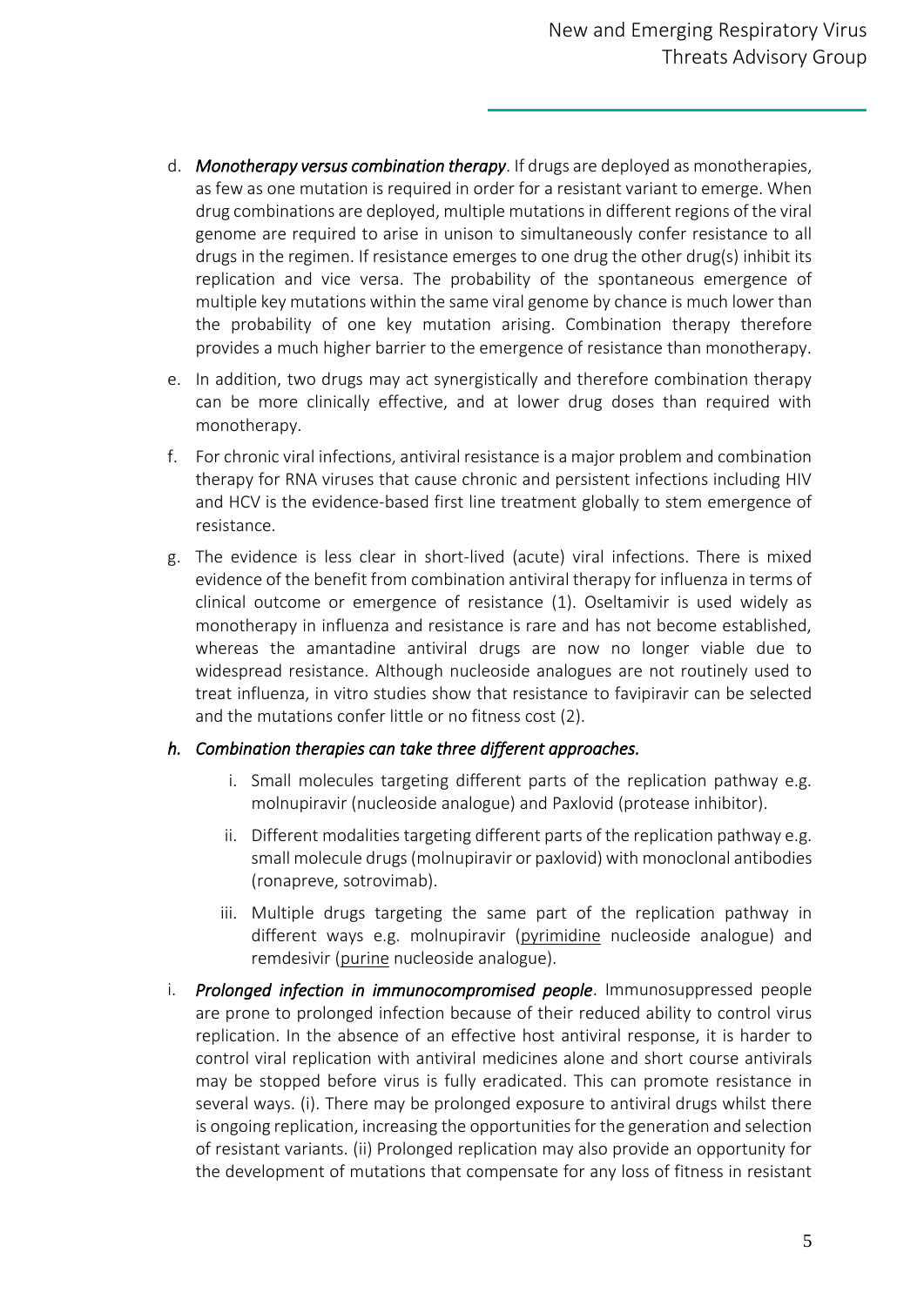d. ***Monotherapy versus combination therapy***. If drugs are deployed as monotherapies, as few as one mutation is required in order for a resistant variant to emerge. When drug combinations are deployed, multiple mutations in different regions of the viral genome are required to arise in unison to simultaneously confer resistance to all drugs in the regimen. If resistance emerges to one drug the other drug(s) inhibit its replication and vice versa. The probability of the spontaneous emergence of multiple key mutations within the same viral genome by chance is much lower than the probability of one key mutation arising. Combination therapy therefore provides a much higher barrier to the emergence of resistance than monotherapy.

e. In addition, two drugs may act synergistically and therefore combination therapy can be more clinically effective, and at lower drug doses than required with monotherapy.

f. For chronic viral infections, antiviral resistance is a major problem and combination therapy for RNA viruses that cause chronic and persistent infections including HIV and HCV is the evidence-based first line treatment globally to stem emergence of resistance.

g. The evidence is less clear in short-lived (acute) viral infections. There is mixed evidence of the benefit from combination antiviral therapy for influenza in terms of clinical outcome or emergence of resistance (1). Oseltamivir is used widely as monotherapy in influenza and resistance is rare and has not become established, whereas the amantadine antiviral drugs are now no longer viable due to widespread resistance. Although nucleoside analogues are not routinely used to treat influenza, in vitro studies show that resistance to favipiravir can be selected and the mutations confer little or no fitness cost (2).

h. ***Combination therapies can take three different approaches.***

    i. Small molecules targeting different parts of the replication pathway e.g. molnupiravir (nucleoside analogue) and Paxlovid (protease inhibitor).

    ii. Different modalities targeting different parts of the replication pathway e.g. small molecule drugs (molnupiravir or paxlovid) with monoclonal antibodies (ronapreve, sotrovimab).

    iii. Multiple drugs targeting the same part of the replication pathway in different ways e.g. molnupiravir (<u>pyrimidine</u> nucleoside analogue) and remdesivir (<u>purine</u> nucleoside analogue).

i. ***Prolonged infection in immunocompromised people***. Immunosuppressed people are prone to prolonged infection because of their reduced ability to control virus replication. In the absence of an effective host antiviral response, it is harder to control viral replication with antiviral medicines alone and short course antivirals may be stopped before virus is fully eradicated. This can promote resistance in several ways. (i). There may be prolonged exposure to antiviral drugs whilst there is ongoing replication, increasing the opportunities for the generation and selection of resistant variants. (ii) Prolonged replication may also provide an opportunity for the development of mutations that compensate for any loss of fitness in resistant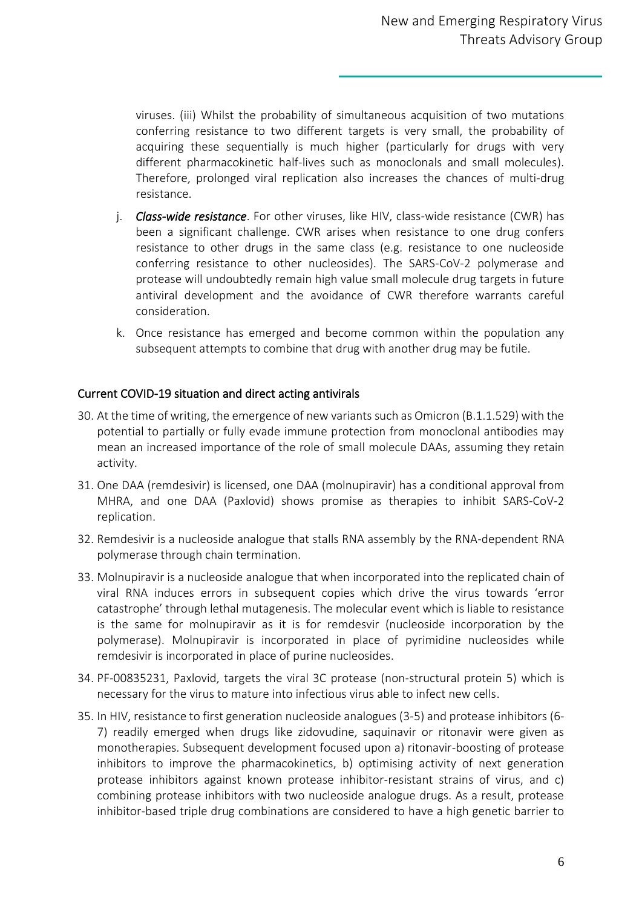viruses. (iii) Whilst the probability of simultaneous acquisition of two mutations conferring resistance to two different targets is very small, the probability of acquiring these sequentially is much higher (particularly for drugs with very different pharmacokinetic half-lives such as monoclonals and small molecules). Therefore, prolonged viral replication also increases the chances of multi-drug resistance.

j. ***Class-wide resistance***. For other viruses, like HIV, class-wide resistance (CWR) has been a significant challenge. CWR arises when resistance to one drug confers resistance to other drugs in the same class (e.g. resistance to one nucleoside conferring resistance to other nucleosides). The SARS-CoV-2 polymerase and protease will undoubtedly remain high value small molecule drug targets in future antiviral development and the avoidance of CWR therefore warrants careful consideration.

k. Once resistance has emerged and become common within the population any subsequent attempts to combine that drug with another drug may be futile.

## Current COVID-19 situation and direct acting antivirals

30. At the time of writing, the emergence of new variants such as Omicron (B.1.1.529) with the potential to partially or fully evade immune protection from monoclonal antibodies may mean an increased importance of the role of small molecule DAAs, assuming they retain activity.

31. One DAA (remdesivir) is licensed, one DAA (molnupiravir) has a conditional approval from MHRA, and one DAA (Paxlovid) shows promise as therapies to inhibit SARS-CoV-2 replication.

32. Remdesivir is a nucleoside analogue that stalls RNA assembly by the RNA-dependent RNA polymerase through chain termination.

33. Molnupiravir is a nucleoside analogue that when incorporated into the replicated chain of viral RNA induces errors in subsequent copies which drive the virus towards 'error catastrophe' through lethal mutagenesis. The molecular event which is liable to resistance is the same for molnupiravir as it is for remdesvir (nucleoside incorporation by the polymerase). Molnupiravir is incorporated in place of pyrimidine nucleosides while remdesivir is incorporated in place of purine nucleosides.

34. PF-00835231, Paxlovid, targets the viral 3C protease (non-structural protein 5) which is necessary for the virus to mature into infectious virus able to infect new cells.

35. In HIV, resistance to first generation nucleoside analogues (3-5) and protease inhibitors (6-7) readily emerged when drugs like zidovudine, saquinavir or ritonavir were given as monotherapies. Subsequent development focused upon a) ritonavir-boosting of protease inhibitors to improve the pharmacokinetics, b) optimising activity of next generation protease inhibitors against known protease inhibitor-resistant strains of virus, and c) combining protease inhibitors with two nucleoside analogue drugs. As a result, protease inhibitor-based triple drug combinations are considered to have a high genetic barrier to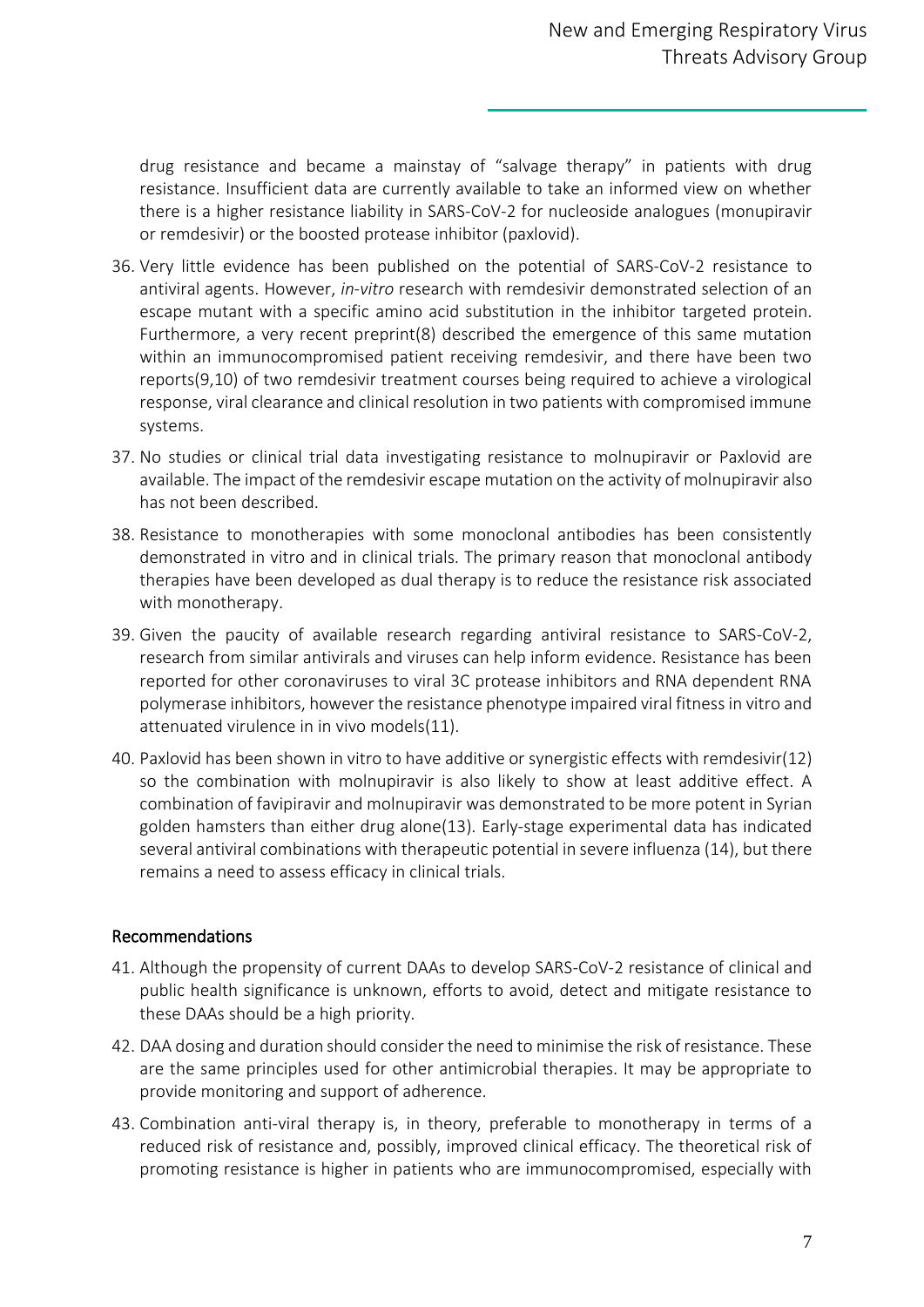drug resistance and became a mainstay of "salvage therapy" in patients with drug resistance. Insufficient data are currently available to take an informed view on whether there is a higher resistance liability in SARS-CoV-2 for nucleoside analogues (monupiravir or remdesivir) or the boosted protease inhibitor (paxlovid).

36. Very little evidence has been published on the potential of SARS-CoV-2 resistance to antiviral agents. However, *in-vitro* research with remdesivir demonstrated selection of an escape mutant with a specific amino acid substitution in the inhibitor targeted protein. Furthermore, a very recent preprint(8) described the emergence of this same mutation within an immunocompromised patient receiving remdesivir, and there have been two reports(9,10) of two remdesivir treatment courses being required to achieve a virological response, viral clearance and clinical resolution in two patients with compromised immune systems.
37. No studies or clinical trial data investigating resistance to molnupiravir or Paxlovid are available. The impact of the remdesivir escape mutation on the activity of molnupiravir also has not been described.
38. Resistance to monotherapies with some monoclonal antibodies has been consistently demonstrated in vitro and in clinical trials. The primary reason that monoclonal antibody therapies have been developed as dual therapy is to reduce the resistance risk associated with monotherapy.
39. Given the paucity of available research regarding antiviral resistance to SARS-CoV-2, research from similar antivirals and viruses can help inform evidence. Resistance has been reported for other coronaviruses to viral 3C protease inhibitors and RNA dependent RNA polymerase inhibitors, however the resistance phenotype impaired viral fitness in vitro and attenuated virulence in in vivo models(11).
40. Paxlovid has been shown in vitro to have additive or synergistic effects with remdesivir(12) so the combination with molnupiravir is also likely to show at least additive effect. A combination of favipiravir and molnupiravir was demonstrated to be more potent in Syrian golden hamsters than either drug alone(13). Early-stage experimental data has indicated several antiviral combinations with therapeutic potential in severe influenza (14), but there remains a need to assess efficacy in clinical trials.

## Recommendations

41. Although the propensity of current DAAs to develop SARS-CoV-2 resistance of clinical and public health significance is unknown, efforts to avoid, detect and mitigate resistance to these DAAs should be a high priority.
42. DAA dosing and duration should consider the need to minimise the risk of resistance. These are the same principles used for other antimicrobial therapies. It may be appropriate to provide monitoring and support of adherence.
43. Combination anti-viral therapy is, in theory, preferable to monotherapy in terms of a reduced risk of resistance and, possibly, improved clinical efficacy. The theoretical risk of promoting resistance is higher in patients who are immunocompromised, especially with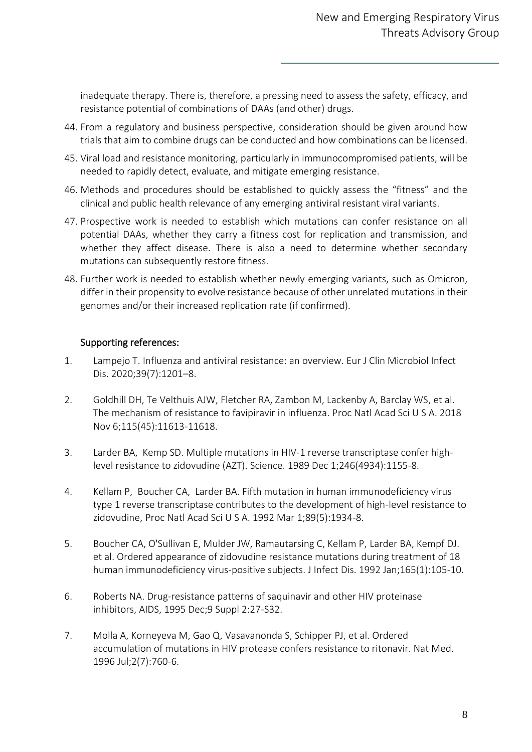inadequate therapy. There is, therefore, a pressing need to assess the safety, efficacy, and resistance potential of combinations of DAAs (and other) drugs.

44. From a regulatory and business perspective, consideration should be given around how trials that aim to combine drugs can be conducted and how combinations can be licensed.
45. Viral load and resistance monitoring, particularly in immunocompromised patients, will be needed to rapidly detect, evaluate, and mitigate emerging resistance.
46. Methods and procedures should be established to quickly assess the "fitness" and the clinical and public health relevance of any emerging antiviral resistant viral variants.
47. Prospective work is needed to establish which mutations can confer resistance on all potential DAAs, whether they carry a fitness cost for replication and transmission, and whether they affect disease. There is also a need to determine whether secondary mutations can subsequently restore fitness.
48. Further work is needed to establish whether newly emerging variants, such as Omicron, differ in their propensity to evolve resistance because of other unrelated mutations in their genomes and/or their increased replication rate (if confirmed).

## Supporting references:

1. Lampejo T. Influenza and antiviral resistance: an overview. Eur J Clin Microbiol Infect Dis. 2020;39(7):1201–8.
2. Goldhill DH, Te Velthuis AJW, Fletcher RA, Zambon M, Lackenby A, Barclay WS, et al. The mechanism of resistance to favipiravir in influenza. Proc Natl Acad Sci U S A. 2018 Nov 6;115(45):11613-11618.
3. Larder BA, Kemp SD. Multiple mutations in HIV-1 reverse transcriptase confer high-level resistance to zidovudine (AZT). Science. 1989 Dec 1;246(4934):1155-8.
4. Kellam P, Boucher CA, Larder BA. Fifth mutation in human immunodeficiency virus type 1 reverse transcriptase contributes to the development of high-level resistance to zidovudine, Proc Natl Acad Sci U S A. 1992 Mar 1;89(5):1934-8.
5. Boucher CA, O'Sullivan E, Mulder JW, Ramautarsing C, Kellam P, Larder BA, Kempf DJ. et al. Ordered appearance of zidovudine resistance mutations during treatment of 18 human immunodeficiency virus-positive subjects. J Infect Dis. 1992 Jan;165(1):105-10.
6. Roberts NA. Drug-resistance patterns of saquinavir and other HIV proteinase inhibitors, AIDS, 1995 Dec;9 Suppl 2:27-S32.
7. Molla A, Korneyeva M, Gao Q, Vasavanonda S, Schipper PJ, et al. Ordered accumulation of mutations in HIV protease confers resistance to ritonavir. Nat Med. 1996 Jul;2(7):760-6.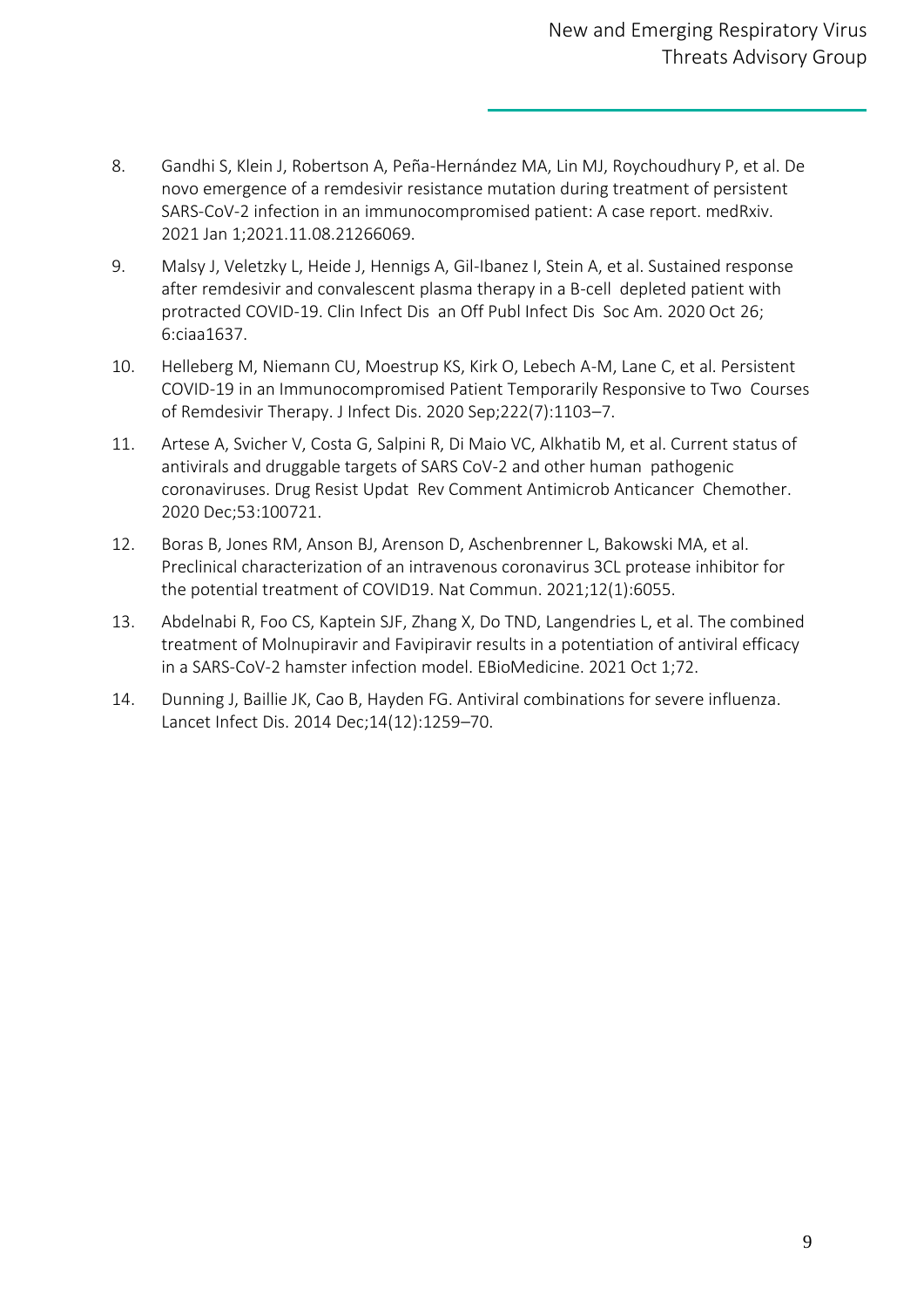8. Gandhi S, Klein J, Robertson A, Peña-Hernández MA, Lin MJ, Roychoudhury P, et al. De novo emergence of a remdesivir resistance mutation during treatment of persistent SARS-CoV-2 infection in an immunocompromised patient: A case report. medRxiv. 2021 Jan 1;2021.11.08.21266069.

9. Malsy J, Veletzky L, Heide J, Hennigs A, Gil-Ibanez I, Stein A, et al. Sustained response after remdesivir and convalescent plasma therapy in a B-cell depleted patient with protracted COVID-19. Clin Infect Dis an Off Publ Infect Dis Soc Am. 2020 Oct 26; 6:ciaa1637.

10. Helleberg M, Niemann CU, Moestrup KS, Kirk O, Lebech A-M, Lane C, et al. Persistent COVID-19 in an Immunocompromised Patient Temporarily Responsive to Two Courses of Remdesivir Therapy. J Infect Dis. 2020 Sep;222(7):1103–7.

11. Artese A, Svicher V, Costa G, Salpini R, Di Maio VC, Alkhatib M, et al. Current status of antivirals and druggable targets of SARS CoV-2 and other human pathogenic coronaviruses. Drug Resist Updat Rev Comment Antimicrob Anticancer Chemother. 2020 Dec;53:100721.

12. Boras B, Jones RM, Anson BJ, Arenson D, Aschenbrenner L, Bakowski MA, et al. Preclinical characterization of an intravenous coronavirus 3CL protease inhibitor for the potential treatment of COVID19. Nat Commun. 2021;12(1):6055.

13. Abdelnabi R, Foo CS, Kaptein SJF, Zhang X, Do TND, Langendries L, et al. The combined treatment of Molnupiravir and Favipiravir results in a potentiation of antiviral efficacy in a SARS-CoV-2 hamster infection model. EBioMedicine. 2021 Oct 1;72.

14. Dunning J, Baillie JK, Cao B, Hayden FG. Antiviral combinations for severe influenza. Lancet Infect Dis. 2014 Dec;14(12):1259–70.